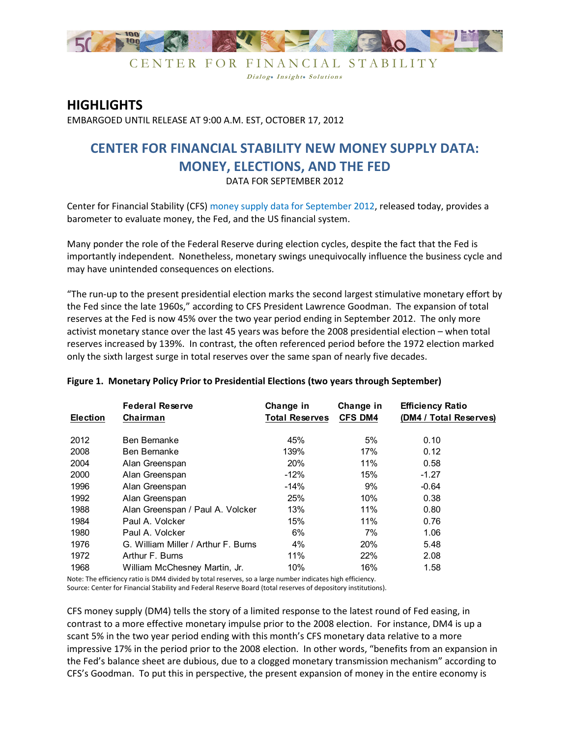CENTER FOR FINANCIAL STABILITY

*Dialog• Insight• Solutions*

## HIGHLIGHTS

EMBARGOED UNTIL RELEASE AT 9:00 A.M. EST, OCTOBER 17, 2012

# CENTER FOR FINANCIAL STABILITY NEW MONEY SUPPLY DATA: MONEY, ELECTIONS, AND THE FED

DATA FOR SEPTEMBER 2012

Center for Financial Stability (CFS) money supply data for September 2012, released today, provides a barometer to evaluate money, the Fed, and the US financial system.

Many ponder the role of the Federal Reserve during election cycles, despite the fact that the Fed is importantly independent. Nonetheless, monetary swings unequivocally influence the business cycle and may have unintended consequences on elections.

"The run-up to the present presidential election marks the second largest stimulative monetary effort by the Fed since the late 1960s," according to CFS President Lawrence Goodman. The expansion of total reserves at the Fed is now 45% over the two year period ending in September 2012. The only more activist monetary stance over the last 45 years was before the 2008 presidential election – when total reserves increased by 139%. In contrast, the often referenced period before the 1972 election marked only the sixth largest surge in total reserves over the same span of nearly five decades.

**Figure 1. Monetary Policy Prior to Presidential Elections (two years through September)**

| Election | Federal Reserve Chairman | Change in Total Reserves | Change in CFS DM4 | Efficiency Ratio (DM4 / Total Reserves) |
|---|---|---|---|---|
| 2012 | Ben Bernanke | 45% | 5% | 0.10 |
| 2008 | Ben Bernanke | 139% | 17% | 0.12 |
| 2004 | Alan Greenspan | 20% | 11% | 0.58 |
| 2000 | Alan Greenspan | -12% | 15% | -1.27 |
| 1996 | Alan Greenspan | -14% | 9% | -0.64 |
| 1992 | Alan Greenspan | 25% | 10% | 0.38 |
| 1988 | Alan Greenspan / Paul A. Volcker | 13% | 11% | 0.80 |
| 1984 | Paul A. Volcker | 15% | 11% | 0.76 |
| 1980 | Paul A. Volcker | 6% | 7% | 1.06 |
| 1976 | G. William Miller / Arthur F. Burns | 4% | 20% | 5.48 |
| 1972 | Arthur F. Burns | 11% | 22% | 2.08 |
| 1968 | William McChesney Martin, Jr. | 10% | 16% | 1.58 |

Note: The efficiency ratio is DM4 divided by total reserves, so a large number indicates high efficiency.
Source: Center for Financial Stability and Federal Reserve Board (total reserves of depository institutions).

CFS money supply (DM4) tells the story of a limited response to the latest round of Fed easing, in contrast to a more effective monetary impulse prior to the 2008 election. For instance, DM4 is up a scant 5% in the two year period ending with this month's CFS monetary data relative to a more impressive 17% in the period prior to the 2008 election. In other words, "benefits from an expansion in the Fed's balance sheet are dubious, due to a clogged monetary transmission mechanism" according to CFS's Goodman. To put this in perspective, the present expansion of money in the entire economy is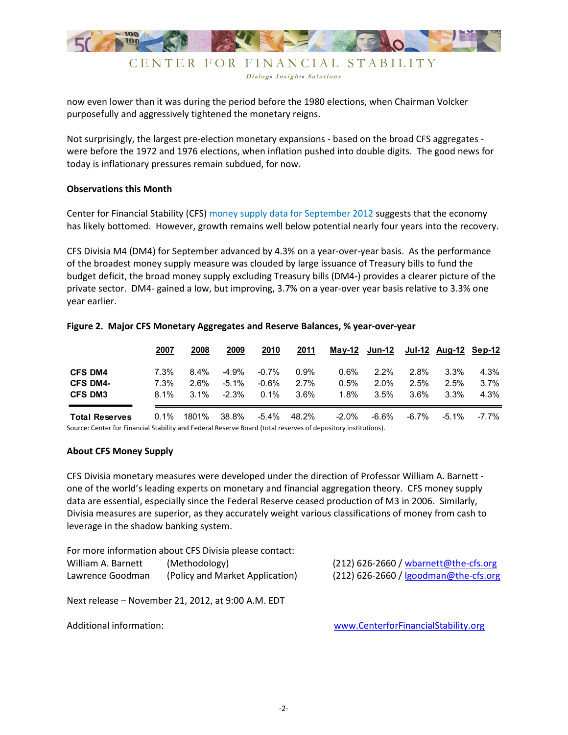now even lower than it was during the period before the 1980 elections, when Chairman Volcker purposefully and aggressively tightened the monetary reigns.

Not surprisingly, the largest pre-election monetary expansions - based on the broad CFS aggregates - were before the 1972 and 1976 elections, when inflation pushed into double digits. The good news for today is inflationary pressures remain subdued, for now.

**Observations this Month**

Center for Financial Stability (CFS) money supply data for September 2012 suggests that the economy has likely bottomed. However, growth remains well below potential nearly four years into the recovery.

CFS Divisia M4 (DM4) for September advanced by 4.3% on a year-over-year basis. As the performance of the broadest money supply measure was clouded by large issuance of Treasury bills to fund the budget deficit, the broad money supply excluding Treasury bills (DM4-) provides a clearer picture of the private sector. DM4- gained a low, but improving, 3.7% on a year-over year basis relative to 3.3% one year earlier.

**Figure 2. Major CFS Monetary Aggregates and Reserve Balances, % year-over-year**

| | 2007 | 2008 | 2009 | 2010 | 2011 | May-12 | Jun-12 | Jul-12 | Aug-12 | Sep-12 |
|---|---|---|---|---|---|---|---|---|---|---|
| **CFS DM4** | 7.3% | 8.4% | -4.9% | -0.7% | 0.9% | 0.6% | 2.2% | 2.8% | 3.3% | 4.3% |
| **CFS DM4-** | 7.3% | 2.6% | -5.1% | -0.6% | 2.7% | 0.5% | 2.0% | 2.5% | 2.5% | 3.7% |
| **CFS DM3** | 8.1% | 3.1% | -2.3% | 0.1% | 3.6% | 1.8% | 3.5% | 3.6% | 3.3% | 4.3% |
| **Total Reserves** | 0.1% | 1801% | 38.8% | -5.4% | 48.2% | -2.0% | -6.6% | -6.7% | -5.1% | -7.7% |

Source: Center for Financial Stability and Federal Reserve Board (total reserves of depository institutions).

**About CFS Money Supply**

CFS Divisia monetary measures were developed under the direction of Professor William A. Barnett - one of the world's leading experts on monetary and financial aggregation theory. CFS money supply data are essential, especially since the Federal Reserve ceased production of M3 in 2006. Similarly, Divisia measures are superior, as they accurately weight various classifications of money from cash to leverage in the shadow banking system.

For more information about CFS Divisia please contact:

William A. Barnett (Methodology) (212) 626-2660 / wbarnett@the-cfs.org
Lawrence Goodman (Policy and Market Application) (212) 626-2660 / lgoodman@the-cfs.org

Next release – November 21, 2012, at 9:00 A.M. EDT

Additional information: www.CenterforFinancialStability.org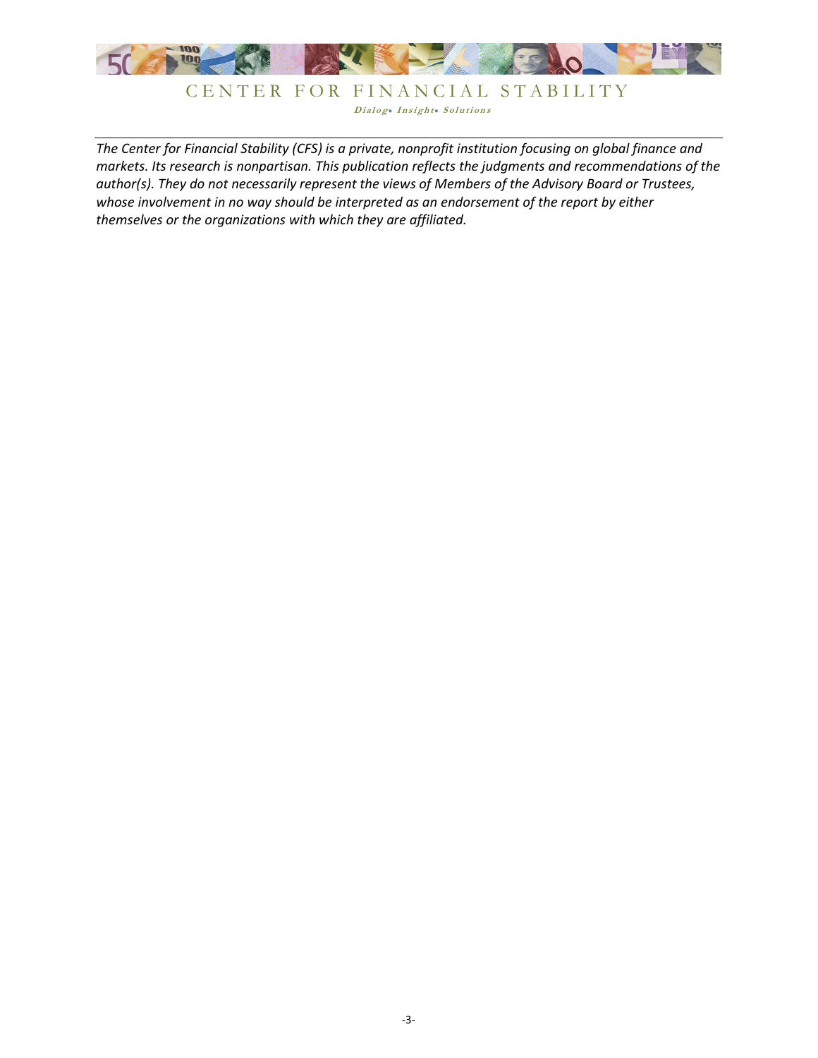CENTER FOR FINANCIAL STABILITY

**Dialog• Insight• Solutions**

---

*The Center for Financial Stability (CFS) is a private, nonprofit institution focusing on global finance and markets. Its research is nonpartisan. This publication reflects the judgments and recommendations of the author(s). They do not necessarily represent the views of Members of the Advisory Board or Trustees, whose involvement in no way should be interpreted as an endorsement of the report by either themselves or the organizations with which they are affiliated.*